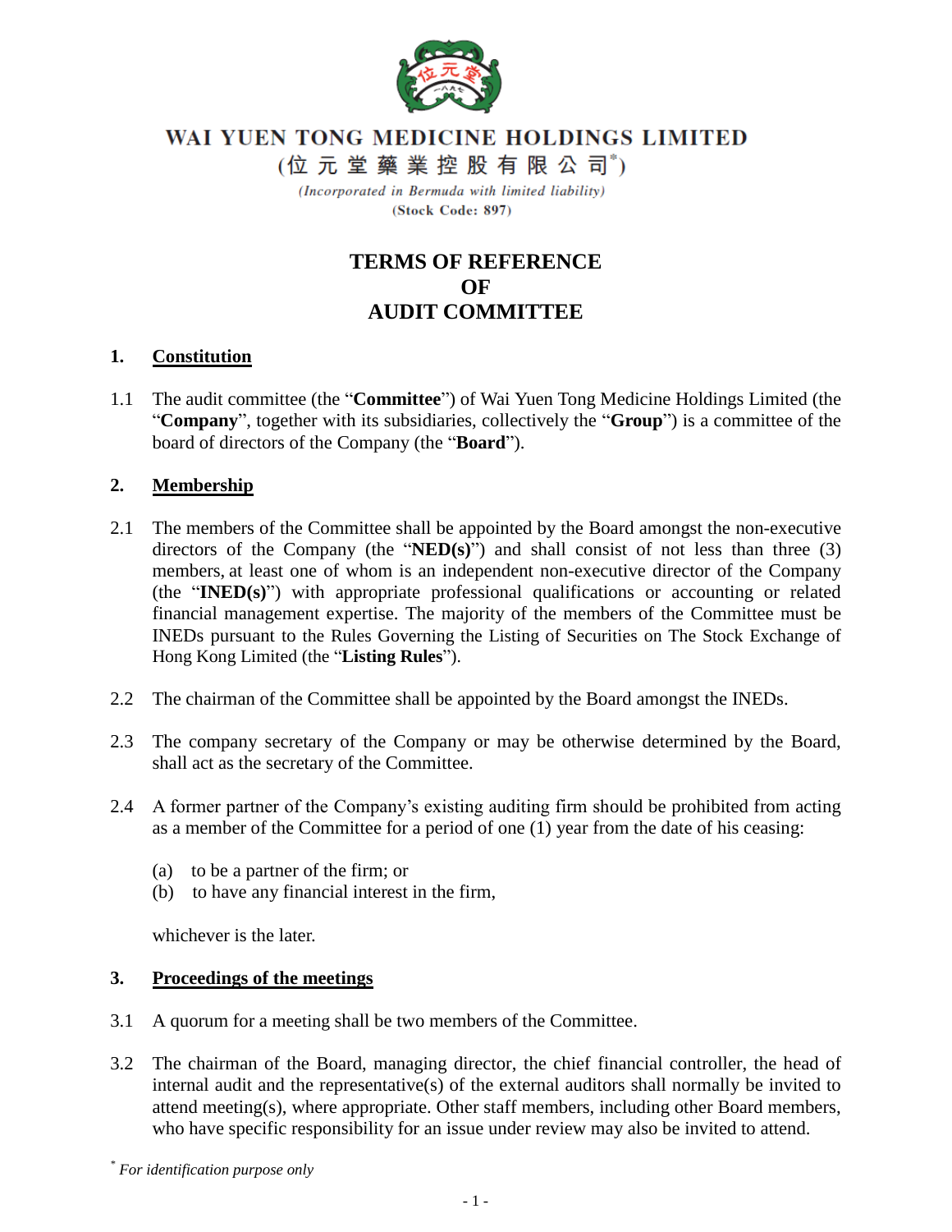# WAI YUEN TONG MEDICINE HOLDINGS LIMITED

(位元堂藥業控股有限公司*)

*(Incorporated in Bermuda with limited liability)*

(Stock Code: 897)

## TERMS OF REFERENCE OF AUDIT COMMITTEE

### 1. Constitution

1.1 The audit committee (the "**Committee**") of Wai Yuen Tong Medicine Holdings Limited (the "**Company**", together with its subsidiaries, collectively the "**Group**") is a committee of the board of directors of the Company (the "**Board**").

### 2. Membership

2.1 The members of the Committee shall be appointed by the Board amongst the non-executive directors of the Company (the "**NED(s)**") and shall consist of not less than three (3) members, at least one of whom is an independent non-executive director of the Company (the "**INED(s)**") with appropriate professional qualifications or accounting or related financial management expertise. The majority of the members of the Committee must be INEDs pursuant to the Rules Governing the Listing of Securities on The Stock Exchange of Hong Kong Limited (the "**Listing Rules**").

2.2 The chairman of the Committee shall be appointed by the Board amongst the INEDs.

2.3 The company secretary of the Company or may be otherwise determined by the Board, shall act as the secretary of the Committee.

2.4 A former partner of the Company's existing auditing firm should be prohibited from acting as a member of the Committee for a period of one (1) year from the date of his ceasing:

(a) to be a partner of the firm; or
(b) to have any financial interest in the firm,

whichever is the later.

### 3. Proceedings of the meetings

3.1 A quorum for a meeting shall be two members of the Committee.

3.2 The chairman of the Board, managing director, the chief financial controller, the head of internal audit and the representative(s) of the external auditors shall normally be invited to attend meeting(s), where appropriate. Other staff members, including other Board members, who have specific responsibility for an issue under review may also be invited to attend.

* *For identification purpose only*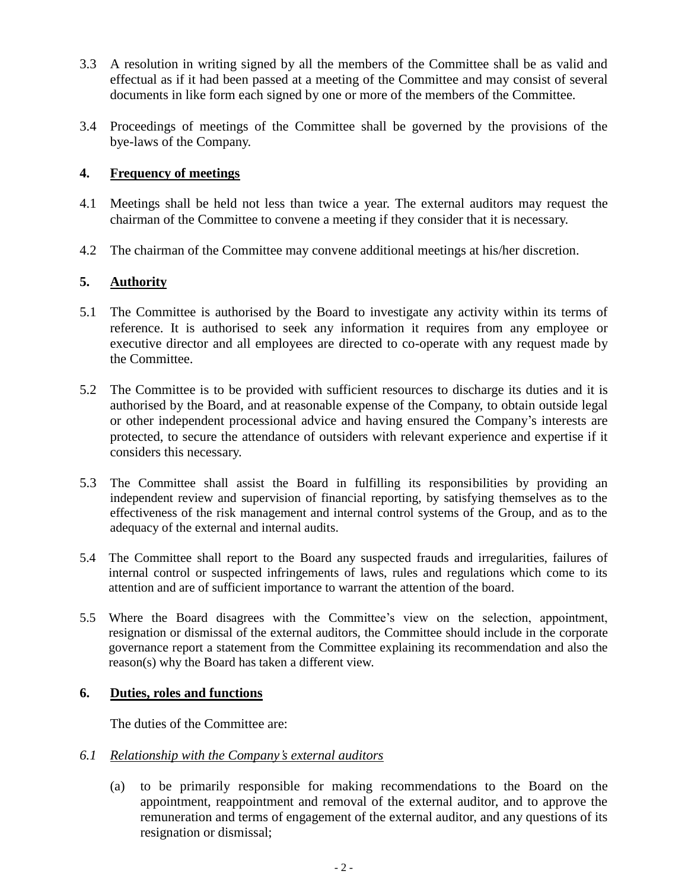3.3 A resolution in writing signed by all the members of the Committee shall be as valid and effectual as if it had been passed at a meeting of the Committee and may consist of several documents in like form each signed by one or more of the members of the Committee.

3.4 Proceedings of meetings of the Committee shall be governed by the provisions of the bye-laws of the Company.

## 4. Frequency of meetings

4.1 Meetings shall be held not less than twice a year. The external auditors may request the chairman of the Committee to convene a meeting if they consider that it is necessary.

4.2 The chairman of the Committee may convene additional meetings at his/her discretion.

## 5. Authority

5.1 The Committee is authorised by the Board to investigate any activity within its terms of reference. It is authorised to seek any information it requires from any employee or executive director and all employees are directed to co-operate with any request made by the Committee.

5.2 The Committee is to be provided with sufficient resources to discharge its duties and it is authorised by the Board, and at reasonable expense of the Company, to obtain outside legal or other independent processional advice and having ensured the Company's interests are protected, to secure the attendance of outsiders with relevant experience and expertise if it considers this necessary.

5.3 The Committee shall assist the Board in fulfilling its responsibilities by providing an independent review and supervision of financial reporting, by satisfying themselves as to the effectiveness of the risk management and internal control systems of the Group, and as to the adequacy of the external and internal audits.

5.4 The Committee shall report to the Board any suspected frauds and irregularities, failures of internal control or suspected infringements of laws, rules and regulations which come to its attention and are of sufficient importance to warrant the attention of the board.

5.5 Where the Board disagrees with the Committee's view on the selection, appointment, resignation or dismissal of the external auditors, the Committee should include in the corporate governance report a statement from the Committee explaining its recommendation and also the reason(s) why the Board has taken a different view.

## 6. Duties, roles and functions

The duties of the Committee are:

*6.1 Relationship with the Company's external auditors*

(a) to be primarily responsible for making recommendations to the Board on the appointment, reappointment and removal of the external auditor, and to approve the remuneration and terms of engagement of the external auditor, and any questions of its resignation or dismissal;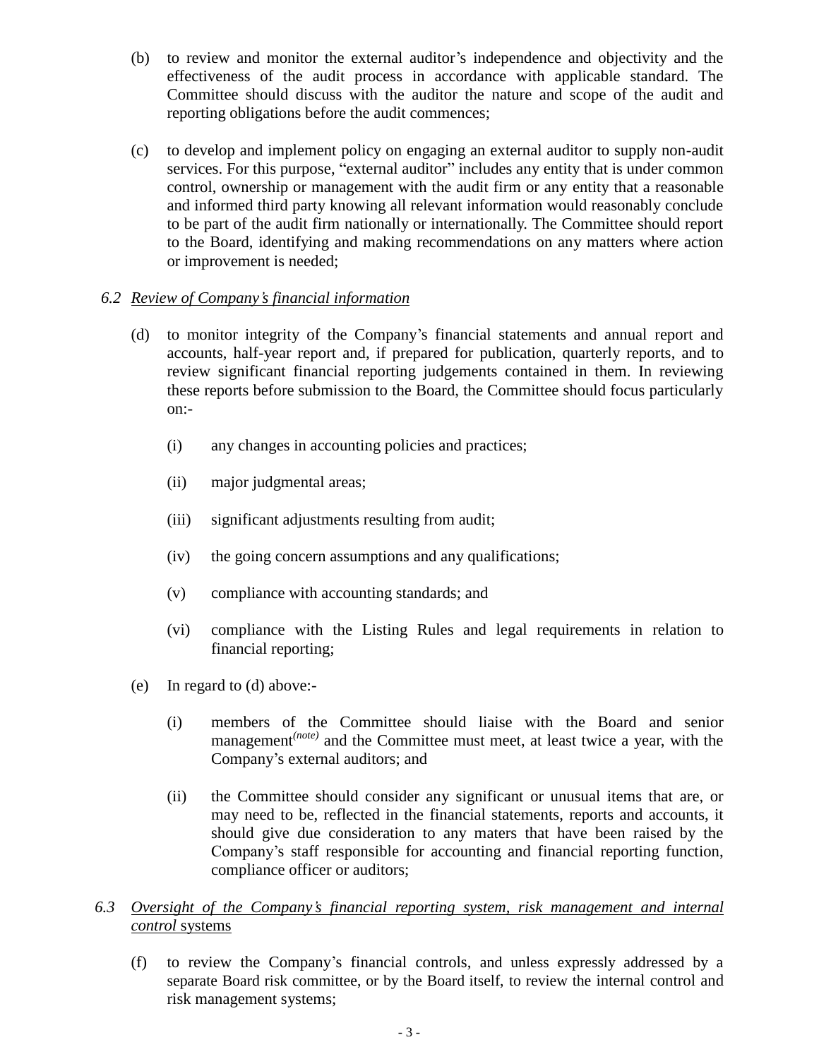(b) to review and monitor the external auditor's independence and objectivity and the effectiveness of the audit process in accordance with applicable standard. The Committee should discuss with the auditor the nature and scope of the audit and reporting obligations before the audit commences;

(c) to develop and implement policy on engaging an external auditor to supply non-audit services. For this purpose, "external auditor" includes any entity that is under common control, ownership or management with the audit firm or any entity that a reasonable and informed third party knowing all relevant information would reasonably conclude to be part of the audit firm nationally or internationally. The Committee should report to the Board, identifying and making recommendations on any matters where action or improvement is needed;

*6.2 Review of Company's financial information*

(d) to monitor integrity of the Company's financial statements and annual report and accounts, half-year report and, if prepared for publication, quarterly reports, and to review significant financial reporting judgements contained in them. In reviewing these reports before submission to the Board, the Committee should focus particularly on:-

  (i) any changes in accounting policies and practices;

  (ii) major judgmental areas;

  (iii) significant adjustments resulting from audit;

  (iv) the going concern assumptions and any qualifications;

  (v) compliance with accounting standards; and

  (vi) compliance with the Listing Rules and legal requirements in relation to financial reporting;

(e) In regard to (d) above:-

  (i) members of the Committee should liaise with the Board and senior management*(note)* and the Committee must meet, at least twice a year, with the Company's external auditors; and

  (ii) the Committee should consider any significant or unusual items that are, or may need to be, reflected in the financial statements, reports and accounts, it should give due consideration to any maters that have been raised by the Company's staff responsible for accounting and financial reporting function, compliance officer or auditors;

*6.3 Oversight of the Company's financial reporting system, risk management and internal control systems*

(f) to review the Company's financial controls, and unless expressly addressed by a separate Board risk committee, or by the Board itself, to review the internal control and risk management systems;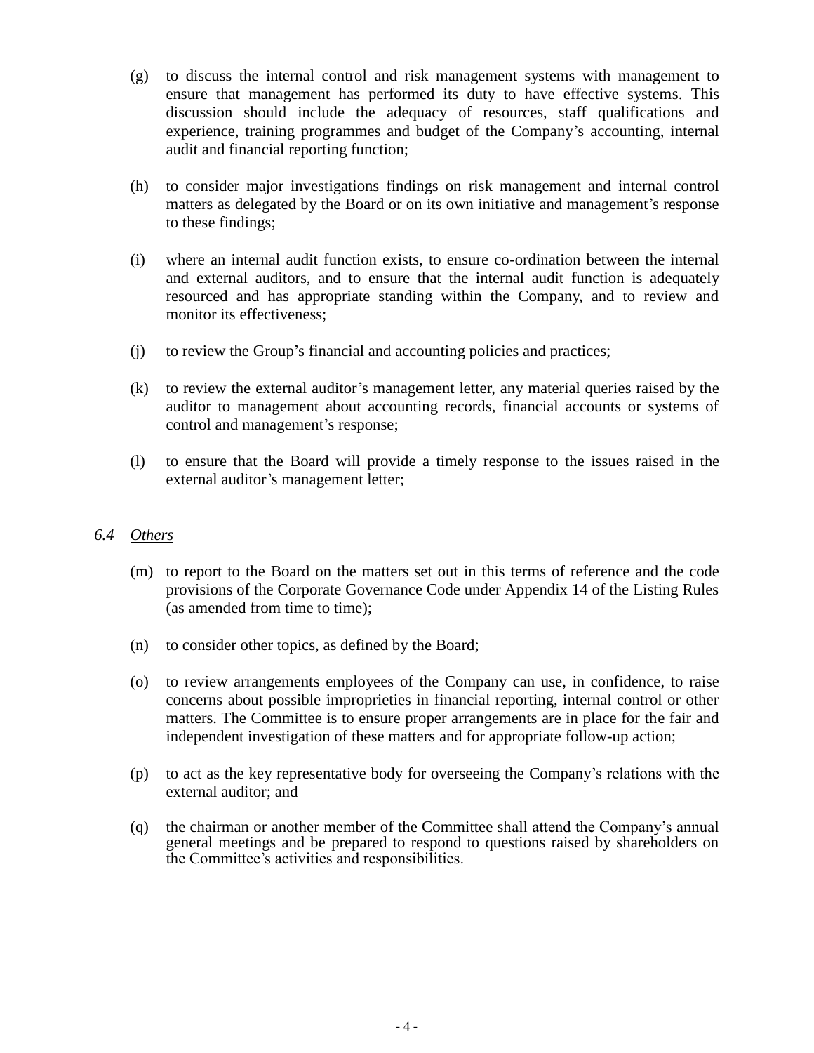(g) to discuss the internal control and risk management systems with management to ensure that management has performed its duty to have effective systems. This discussion should include the adequacy of resources, staff qualifications and experience, training programmes and budget of the Company's accounting, internal audit and financial reporting function;

(h) to consider major investigations findings on risk management and internal control matters as delegated by the Board or on its own initiative and management's response to these findings;

(i) where an internal audit function exists, to ensure co-ordination between the internal and external auditors, and to ensure that the internal audit function is adequately resourced and has appropriate standing within the Company, and to review and monitor its effectiveness;

(j) to review the Group's financial and accounting policies and practices;

(k) to review the external auditor's management letter, any material queries raised by the auditor to management about accounting records, financial accounts or systems of control and management's response;

(l) to ensure that the Board will provide a timely response to the issues raised in the external auditor's management letter;

### *6.4 <u>Others</u>*

(m) to report to the Board on the matters set out in this terms of reference and the code provisions of the Corporate Governance Code under Appendix 14 of the Listing Rules (as amended from time to time);

(n) to consider other topics, as defined by the Board;

(o) to review arrangements employees of the Company can use, in confidence, to raise concerns about possible improprieties in financial reporting, internal control or other matters. The Committee is to ensure proper arrangements are in place for the fair and independent investigation of these matters and for appropriate follow-up action;

(p) to act as the key representative body for overseeing the Company's relations with the external auditor; and

(q) the chairman or another member of the Committee shall attend the Company's annual general meetings and be prepared to respond to questions raised by shareholders on the Committee's activities and responsibilities.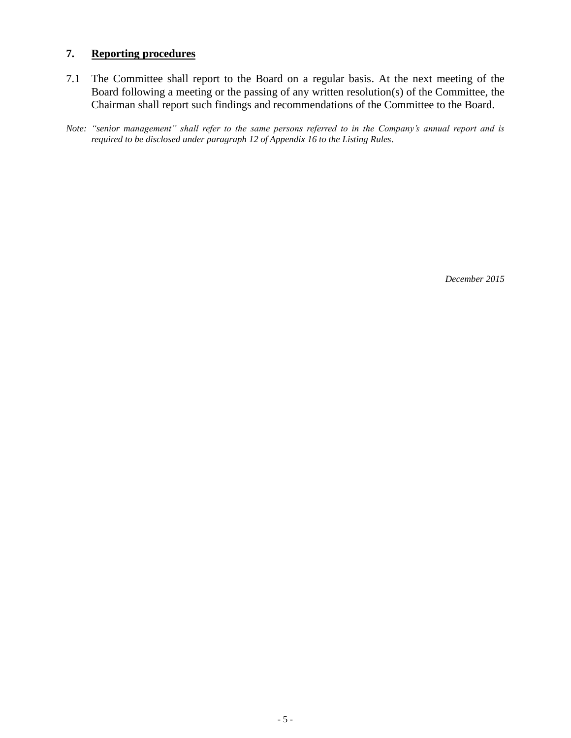## 7. <u>Reporting procedures</u>

7.1 The Committee shall report to the Board on a regular basis. At the next meeting of the Board following a meeting or the passing of any written resolution(s) of the Committee, the Chairman shall report such findings and recommendations of the Committee to the Board.

*Note: "senior management" shall refer to the same persons referred to in the Company's annual report and is required to be disclosed under paragraph 12 of Appendix 16 to the Listing Rules.*

*December 2015*